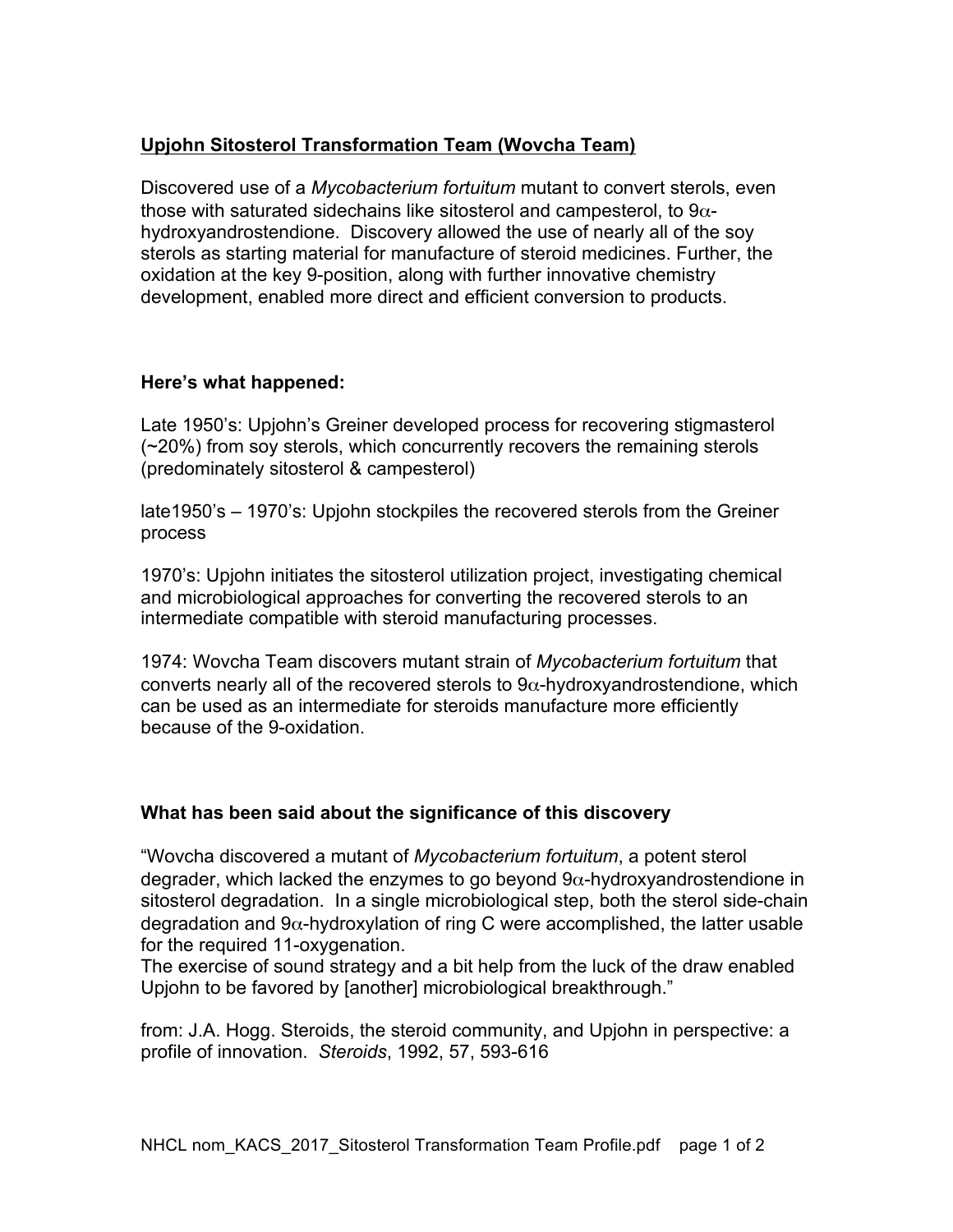## Upjohn Sitosterol Transformation Team (Wovcha Team)

Discovered use of a *Mycobacterium fortuitum* mutant to convert sterols, even those with saturated sidechains like sitosterol and campesterol, to 9α-hydroxyandrostendione. Discovery allowed the use of nearly all of the soy sterols as starting material for manufacture of steroid medicines. Further, the oxidation at the key 9-position, along with further innovative chemistry development, enabled more direct and efficient conversion to products.

### Here's what happened:

Late 1950's: Upjohn's Greiner developed process for recovering stigmasterol (~20%) from soy sterols, which concurrently recovers the remaining sterols (predominately sitosterol & campesterol)

late1950's – 1970's: Upjohn stockpiles the recovered sterols from the Greiner process

1970's: Upjohn initiates the sitosterol utilization project, investigating chemical and microbiological approaches for converting the recovered sterols to an intermediate compatible with steroid manufacturing processes.

1974: Wovcha Team discovers mutant strain of *Mycobacterium fortuitum* that converts nearly all of the recovered sterols to 9α-hydroxyandrostendione, which can be used as an intermediate for steroids manufacture more efficiently because of the 9-oxidation.

### What has been said about the significance of this discovery

"Wovcha discovered a mutant of *Mycobacterium fortuitum*, a potent sterol degrader, which lacked the enzymes to go beyond 9α-hydroxyandrostendione in sitosterol degradation. In a single microbiological step, both the sterol side-chain degradation and 9α-hydroxylation of ring C were accomplished, the latter usable for the required 11-oxygenation.
The exercise of sound strategy and a bit help from the luck of the draw enabled Upjohn to be favored by [another] microbiological breakthrough."

from: J.A. Hogg. Steroids, the steroid community, and Upjohn in perspective: a profile of innovation. *Steroids*, 1992, 57, 593-616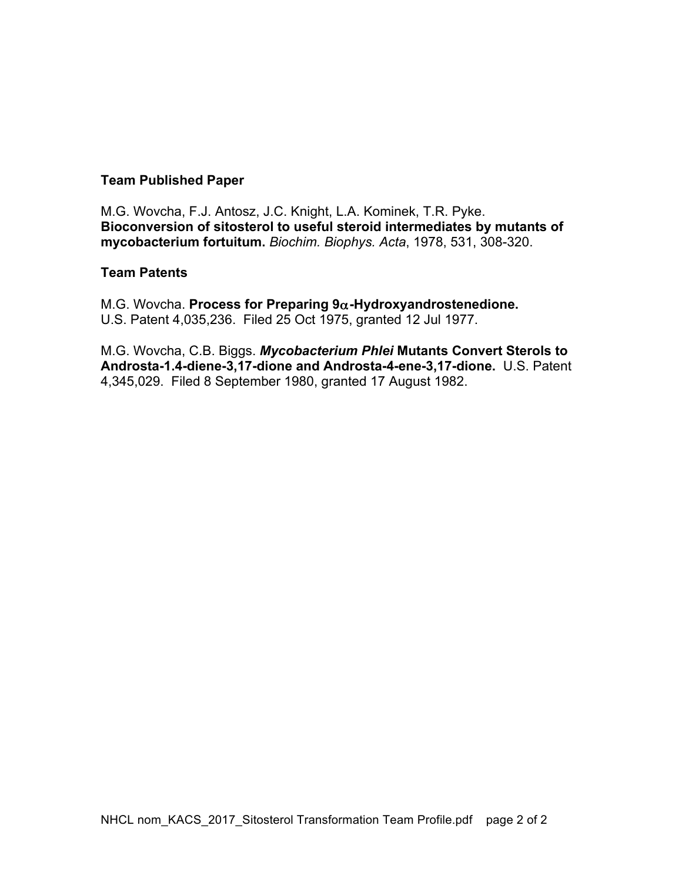**Team Published Paper**

M.G. Wovcha, F.J. Antosz, J.C. Knight, L.A. Kominek, T.R. Pyke. **Bioconversion of sitosterol to useful steroid intermediates by mutants of mycobacterium fortuitum.** *Biochim. Biophys. Acta*, 1978, 531, 308-320.

**Team Patents**

M.G. Wovcha. **Process for Preparing 9$\alpha$-Hydroxyandrostenedione.** U.S. Patent 4,035,236. Filed 25 Oct 1975, granted 12 Jul 1977.

M.G. Wovcha, C.B. Biggs. ***Mycobacterium Phlei*** **Mutants Convert Sterols to Androsta-1.4-diene-3,17-dione and Androsta-4-ene-3,17-dione.** U.S. Patent 4,345,029. Filed 8 September 1980, granted 17 August 1982.